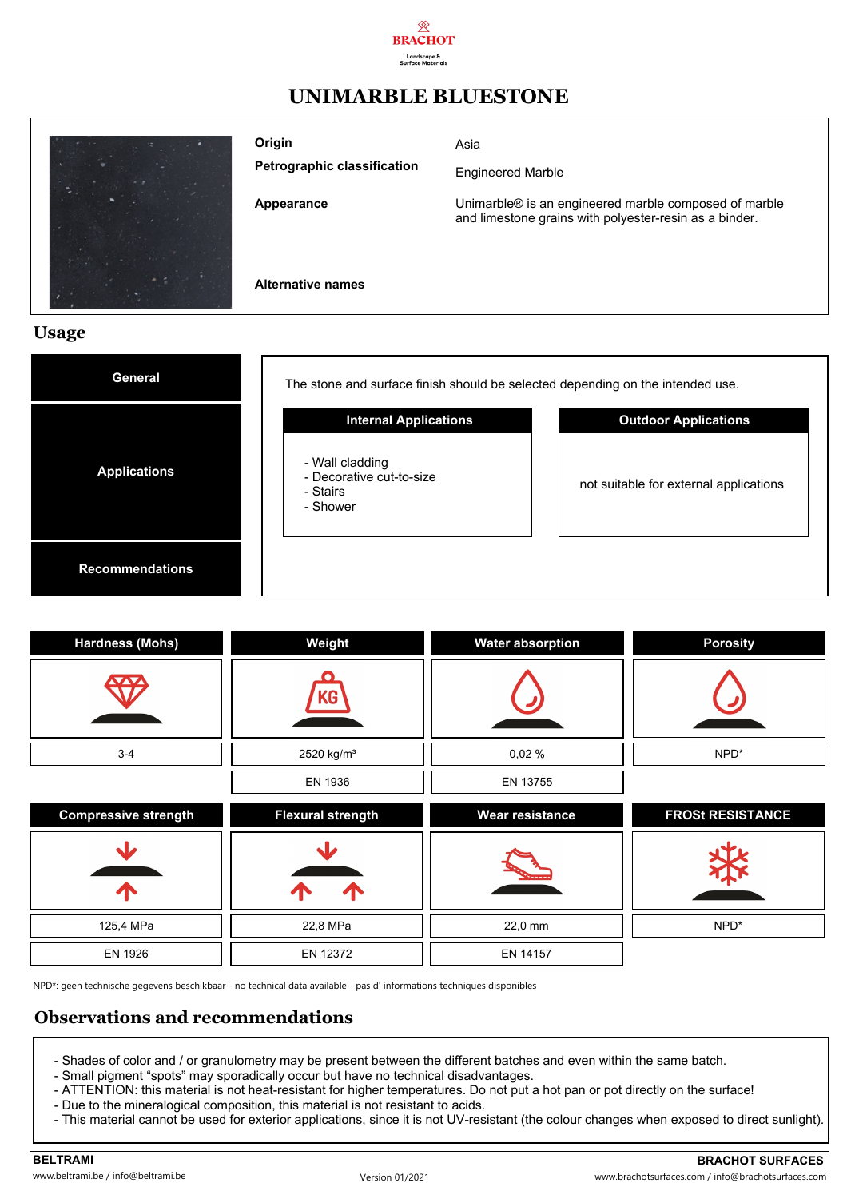BRACHOT

Landscape & Surface Materials

# UNIMARBLE BLUESTONE

| | |
|---|---|
| **Origin** | Asia |
| **Petrographic classification** | Engineered Marble |
| **Appearance** | Unimarble® is an engineered marble composed of marble and limestone grains with polyester-resin as a binder. |
| **Alternative names** | |

## Usage

**General**

The stone and surface finish should be selected depending on the intended use.

**Applications**

| Internal Applications | Outdoor Applications |
|---|---|
| - Wall cladding<br>- Decorative cut-to-size<br>- Stairs<br>- Shower | not suitable for external applications |

**Recommendations**

| Hardness (Mohs) | Weight | Water absorption | Porosity |
|---|---|---|---|
| 3-4 | 2520 kg/m³ | 0,02 % | NPD* |
| | EN 1936 | EN 13755 | |

| Compressive strength | Flexural strength | Wear resistance | FROSt RESISTANCE |
|---|---|---|---|
| 125,4 MPa | 22,8 MPa | 22,0 mm | NPD* |
| EN 1926 | EN 12372 | EN 14157 | |

NPD*: geen technische gegevens beschikbaar - no technical data available - pas d' informations techniques disponibles

## Observations and recommendations

- Shades of color and / or granulometry may be present between the different batches and even within the same batch.
- Small pigment "spots" may sporadically occur but have no technical disadvantages.
- ATTENTION: this material is not heat-resistant for higher temperatures. Do not put a hot pan or pot directly on the surface!
- Due to the mineralogical composition, this material is not resistant to acids.
- This material cannot be used for exterior applications, since it is not UV-resistant (the colour changes when exposed to direct sunlight).

**BELTRAMI**
www.beltrami.be / info@beltrami.be

Version 01/2021

**BRACHOT SURFACES**
www.brachotsurfaces.com / info@brachotsurfaces.com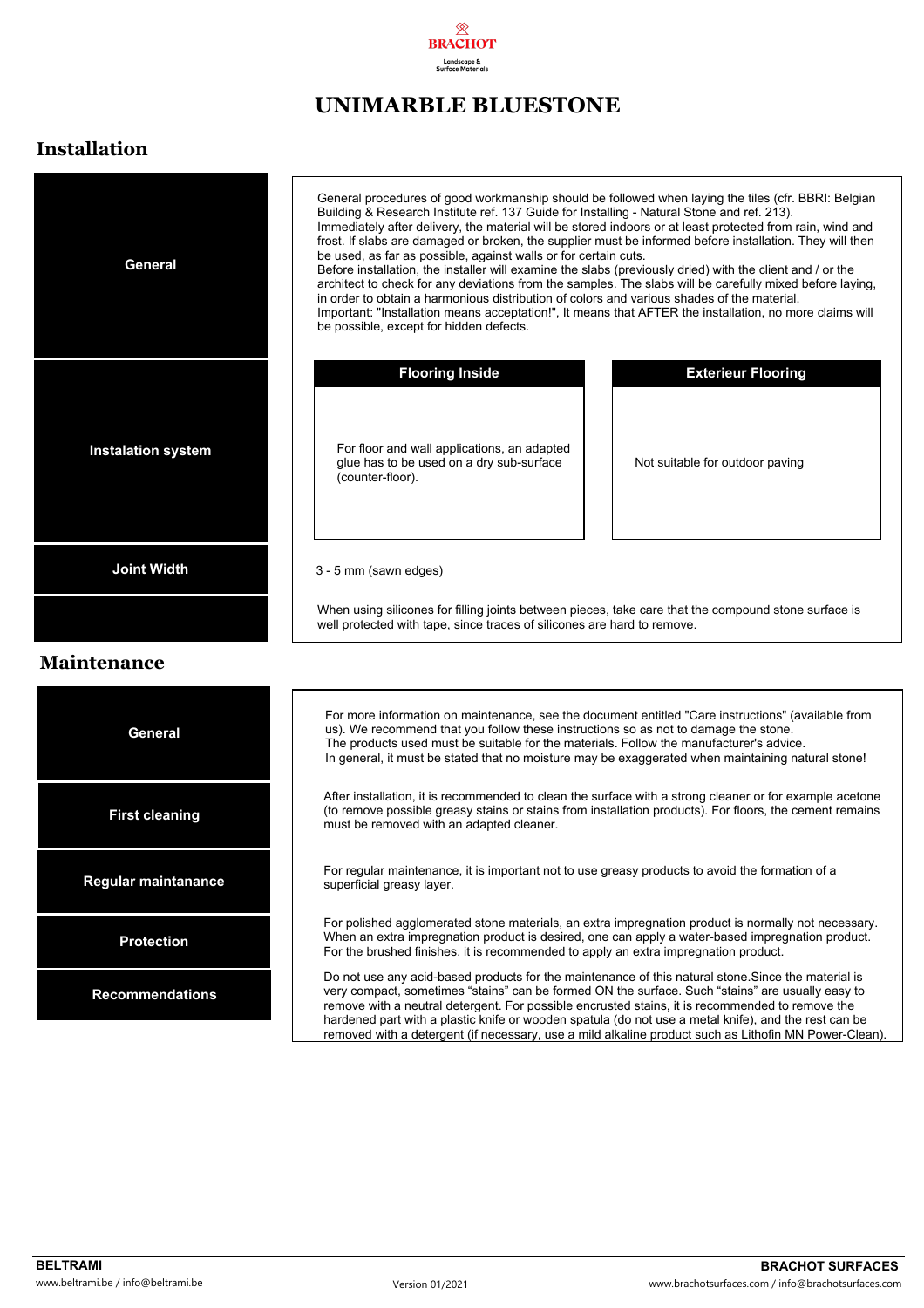BRACHOT

Landscape & Surface Materials

# UNIMARBLE BLUESTONE

## Installation

**General**

General procedures of good workmanship should be followed when laying the tiles (cfr. BBRI: Belgian Building & Research Institute ref. 137 Guide for Installing - Natural Stone and ref. 213).
Immediately after delivery, the material will be stored indoors or at least protected from rain, wind and frost. If slabs are damaged or broken, the supplier must be informed before installation. They will then be used, as far as possible, against walls or for certain cuts.
Before installation, the installer will examine the slabs (previously dried) with the client and / or the architect to check for any deviations from the samples. The slabs will be carefully mixed before laying, in order to obtain a harmonious distribution of colors and various shades of the material.
Important: "Installation means acceptation!", It means that AFTER the installation, no more claims will be possible, except for hidden defects.

**Instalation system**

| Flooring Inside | Exterieur Flooring |
|---|---|
| For floor and wall applications, an adapted glue has to be used on a dry sub-surface (counter-floor). | Not suitable for outdoor paving |

**Joint Width**

3 - 5 mm (sawn edges)

When using silicones for filling joints between pieces, take care that the compound stone surface is well protected with tape, since traces of silicones are hard to remove.

## Maintenance

**General**

For more information on maintenance, see the document entitled "Care instructions" (available from us). We recommend that you follow these instructions so as not to damage the stone.
The products used must be suitable for the materials. Follow the manufacturer's advice.
In general, it must be stated that no moisture may be exaggerated when maintaining natural stone!

**First cleaning**

After installation, it is recommended to clean the surface with a strong cleaner or for example acetone (to remove possible greasy stains or stains from installation products). For floors, the cement remains must be removed with an adapted cleaner.

**Regular maintanance**

For regular maintenance, it is important not to use greasy products to avoid the formation of a superficial greasy layer.

**Protection**

For polished agglomerated stone materials, an extra impregnation product is normally not necessary. When an extra impregnation product is desired, one can apply a water-based impregnation product. For the brushed finishes, it is recommended to apply an extra impregnation product.

**Recommendations**

Do not use any acid-based products for the maintenance of this natural stone.Since the material is very compact, sometimes "stains" can be formed ON the surface. Such "stains" are usually easy to remove with a neutral detergent. For possible encrusted stains, it is recommended to remove the hardened part with a plastic knife or wooden spatula (do not use a metal knife), and the rest can be removed with a detergent (if necessary, use a mild alkaline product such as Lithofin MN Power-Clean).

**BELTRAMI**
www.beltrami.be / info@beltrami.be

Version 01/2021

**BRACHOT SURFACES**
www.brachotsurfaces.com / info@brachotsurfaces.com